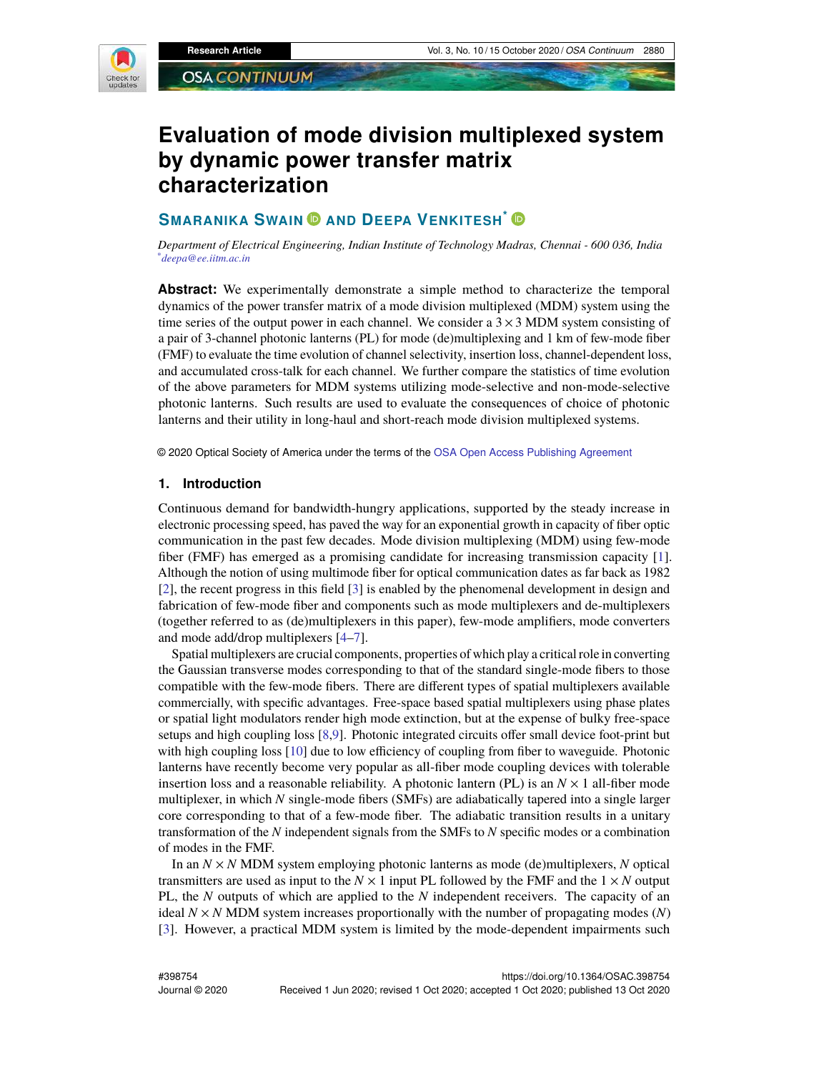# Evaluation of mode division multiplexed system by dynamic power transfer matrix characterization

**Smaranika Swain and Deepa Venkitesh***

*Department of Electrical Engineering, Indian Institute of Technology Madras, Chennai - 600 036, India*
*deepa@ee.iitm.ac.in

**Abstract:** We experimentally demonstrate a simple method to characterize the temporal dynamics of the power transfer matrix of a mode division multiplexed (MDM) system using the time series of the output power in each channel. We consider a $3 \times 3$ MDM system consisting of a pair of 3-channel photonic lanterns (PL) for mode (de)multiplexing and 1 km of few-mode fiber (FMF) to evaluate the time evolution of channel selectivity, insertion loss, channel-dependent loss, and accumulated cross-talk for each channel. We further compare the statistics of time evolution of the above parameters for MDM systems utilizing mode-selective and non-mode-selective photonic lanterns. Such results are used to evaluate the consequences of choice of photonic lanterns and their utility in long-haul and short-reach mode division multiplexed systems.

© 2020 Optical Society of America under the terms of the OSA Open Access Publishing Agreement

## 1. Introduction

Continuous demand for bandwidth-hungry applications, supported by the steady increase in electronic processing speed, has paved the way for an exponential growth in capacity of fiber optic communication in the past few decades. Mode division multiplexing (MDM) using few-mode fiber (FMF) has emerged as a promising candidate for increasing transmission capacity [1]. Although the notion of using multimode fiber for optical communication dates as far back as 1982 [2], the recent progress in this field [3] is enabled by the phenomenal development in design and fabrication of few-mode fiber and components such as mode multiplexers and de-multiplexers (together referred to as (de)multiplexers in this paper), few-mode amplifiers, mode converters and mode add/drop multiplexers [4–7].

Spatial multiplexers are crucial components, properties of which play a critical role in converting the Gaussian transverse modes corresponding to that of the standard single-mode fibers to those compatible with the few-mode fibers. There are different types of spatial multiplexers available commercially, with specific advantages. Free-space based spatial multiplexers using phase plates or spatial light modulators render high mode extinction, but at the expense of bulky free-space setups and high coupling loss [8,9]. Photonic integrated circuits offer small device foot-print but with high coupling loss [10] due to low efficiency of coupling from fiber to waveguide. Photonic lanterns have recently become very popular as all-fiber mode coupling devices with tolerable insertion loss and a reasonable reliability. A photonic lantern (PL) is an $N \times 1$ all-fiber mode multiplexer, in which $N$ single-mode fibers (SMFs) are adiabatically tapered into a single larger core corresponding to that of a few-mode fiber. The adiabatic transition results in a unitary transformation of the $N$ independent signals from the SMFs to $N$ specific modes or a combination of modes in the FMF.

In an $N \times N$ MDM system employing photonic lanterns as mode (de)multiplexers, $N$ optical transmitters are used as input to the $N \times 1$ input PL followed by the FMF and the $1 \times N$ output PL, the $N$ outputs of which are applied to the $N$ independent receivers. The capacity of an ideal $N \times N$ MDM system increases proportionally with the number of propagating modes ($N$) [3]. However, a practical MDM system is limited by the mode-dependent impairments such

#398754
Journal © 2020

https://doi.org/10.1364/OSAC.398754
Received 1 Jun 2020; revised 1 Oct 2020; accepted 1 Oct 2020; published 13 Oct 2020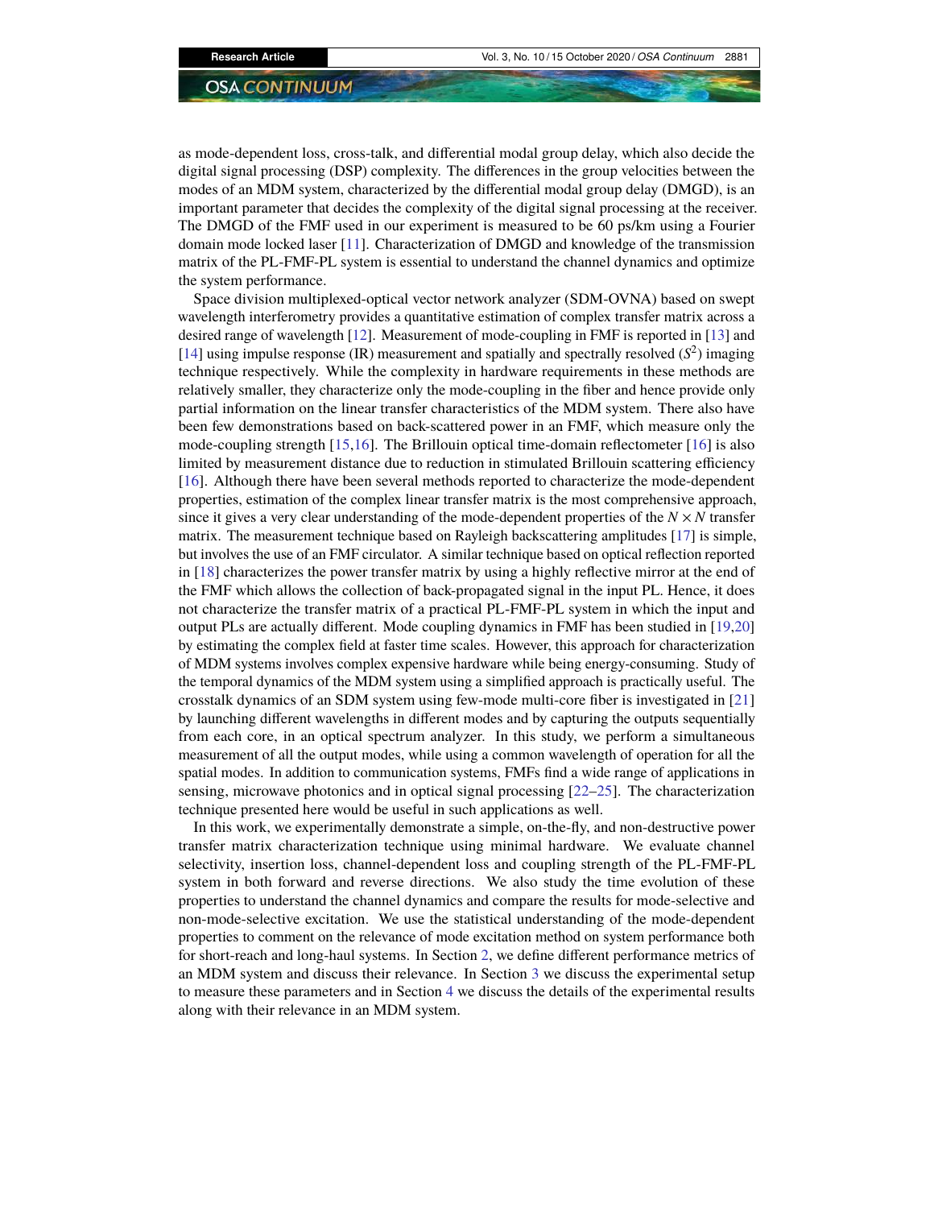as mode-dependent loss, cross-talk, and differential modal group delay, which also decide the digital signal processing (DSP) complexity. The differences in the group velocities between the modes of an MDM system, characterized by the differential modal group delay (DMGD), is an important parameter that decides the complexity of the digital signal processing at the receiver. The DMGD of the FMF used in our experiment is measured to be 60 ps/km using a Fourier domain mode locked laser [11]. Characterization of DMGD and knowledge of the transmission matrix of the PL-FMF-PL system is essential to understand the channel dynamics and optimize the system performance.

Space division multiplexed-optical vector network analyzer (SDM-OVNA) based on swept wavelength interferometry provides a quantitative estimation of complex transfer matrix across a desired range of wavelength [12]. Measurement of mode-coupling in FMF is reported in [13] and [14] using impulse response (IR) measurement and spatially and spectrally resolved ($S^2$) imaging technique respectively. While the complexity in hardware requirements in these methods are relatively smaller, they characterize only the mode-coupling in the fiber and hence provide only partial information on the linear transfer characteristics of the MDM system. There also have been few demonstrations based on back-scattered power in an FMF, which measure only the mode-coupling strength [15,16]. The Brillouin optical time-domain reflectometer [16] is also limited by measurement distance due to reduction in stimulated Brillouin scattering efficiency [16]. Although there have been several methods reported to characterize the mode-dependent properties, estimation of the complex linear transfer matrix is the most comprehensive approach, since it gives a very clear understanding of the mode-dependent properties of the $N \times N$ transfer matrix. The measurement technique based on Rayleigh backscattering amplitudes [17] is simple, but involves the use of an FMF circulator. A similar technique based on optical reflection reported in [18] characterizes the power transfer matrix by using a highly reflective mirror at the end of the FMF which allows the collection of back-propagated signal in the input PL. Hence, it does not characterize the transfer matrix of a practical PL-FMF-PL system in which the input and output PLs are actually different. Mode coupling dynamics in FMF has been studied in [19,20] by estimating the complex field at faster time scales. However, this approach for characterization of MDM systems involves complex expensive hardware while being energy-consuming. Study of the temporal dynamics of the MDM system using a simplified approach is practically useful. The crosstalk dynamics of an SDM system using few-mode multi-core fiber is investigated in [21] by launching different wavelengths in different modes and by capturing the outputs sequentially from each core, in an optical spectrum analyzer. In this study, we perform a simultaneous measurement of all the output modes, while using a common wavelength of operation for all the spatial modes. In addition to communication systems, FMFs find a wide range of applications in sensing, microwave photonics and in optical signal processing [22–25]. The characterization technique presented here would be useful in such applications as well.

In this work, we experimentally demonstrate a simple, on-the-fly, and non-destructive power transfer matrix characterization technique using minimal hardware. We evaluate channel selectivity, insertion loss, channel-dependent loss and coupling strength of the PL-FMF-PL system in both forward and reverse directions. We also study the time evolution of these properties to understand the channel dynamics and compare the results for mode-selective and non-mode-selective excitation. We use the statistical understanding of the mode-dependent properties to comment on the relevance of mode excitation method on system performance both for short-reach and long-haul systems. In Section 2, we define different performance metrics of an MDM system and discuss their relevance. In Section 3 we discuss the experimental setup to measure these parameters and in Section 4 we discuss the details of the experimental results along with their relevance in an MDM system.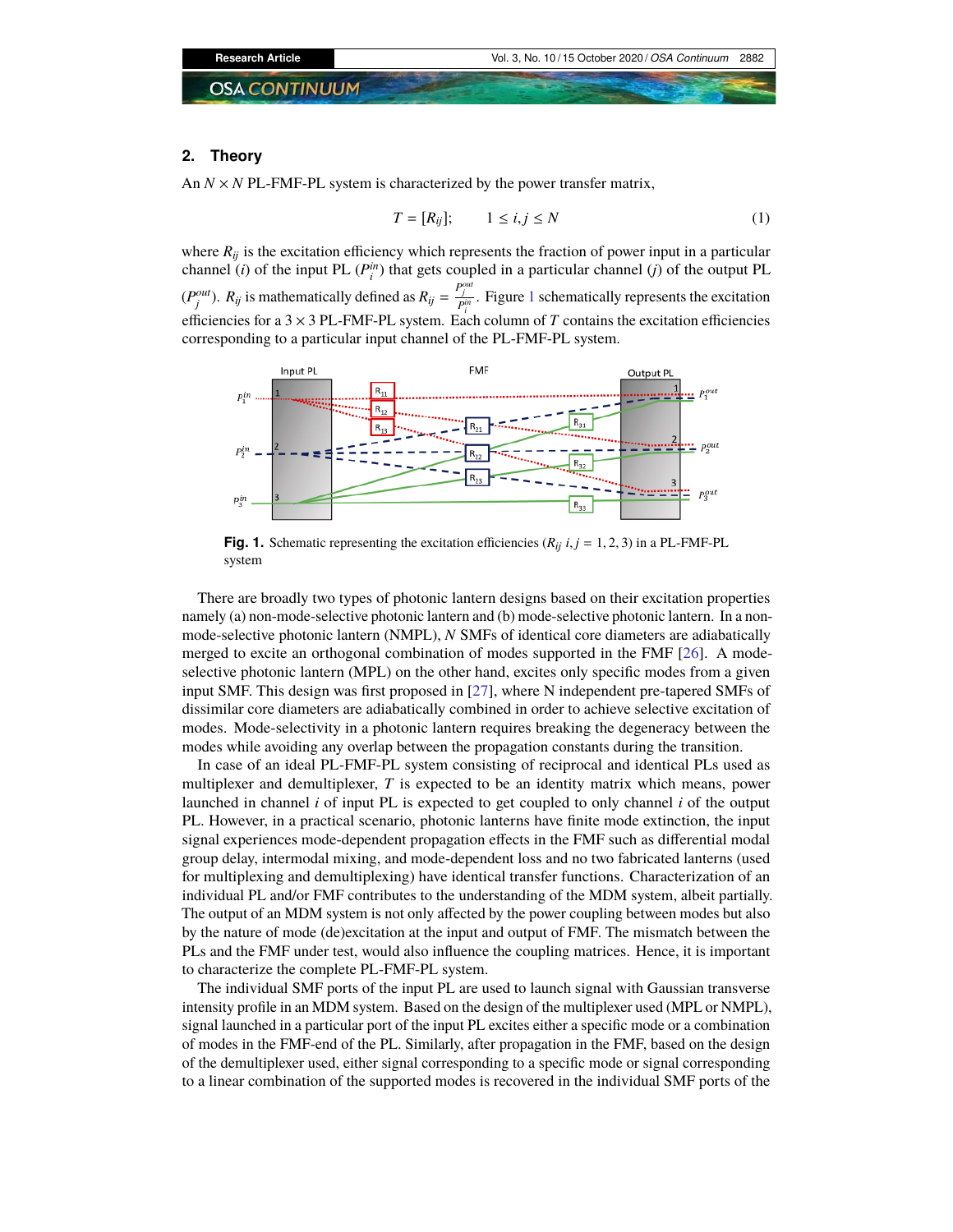## 2. Theory

An $N \times N$ PL-FMF-PL system is characterized by the power transfer matrix,

$$T = [R_{ij}]; \qquad 1 \leq i, j \leq N \tag{1}$$

where $R_{ij}$ is the excitation efficiency which represents the fraction of power input in a particular channel ($i$) of the input PL ($P_i^{in}$) that gets coupled in a particular channel ($j$) of the output PL ($P_j^{out}$). $R_{ij}$ is mathematically defined as $R_{ij} = \frac{P_j^{out}}{P_i^{in}}$. Figure 1 schematically represents the excitation efficiencies for a $3 \times 3$ PL-FMF-PL system. Each column of $T$ contains the excitation efficiencies corresponding to a particular input channel of the PL-FMF-PL system.

**Fig. 1.** Schematic representing the excitation efficiencies ($R_{ij}$ $i, j = 1, 2, 3$) in a PL-FMF-PL system

There are broadly two types of photonic lantern designs based on their excitation properties namely (a) non-mode-selective photonic lantern and (b) mode-selective photonic lantern. In a non-mode-selective photonic lantern (NMPL), $N$ SMFs of identical core diameters are adiabatically merged to excite an orthogonal combination of modes supported in the FMF [26]. A mode-selective photonic lantern (MPL) on the other hand, excites only specific modes from a given input SMF. This design was first proposed in [27], where N independent pre-tapered SMFs of dissimilar core diameters are adiabatically combined in order to achieve selective excitation of modes. Mode-selectivity in a photonic lantern requires breaking the degeneracy between the modes while avoiding any overlap between the propagation constants during the transition.

In case of an ideal PL-FMF-PL system consisting of reciprocal and identical PLs used as multiplexer and demultiplexer, $T$ is expected to be an identity matrix which means, power launched in channel $i$ of input PL is expected to get coupled to only channel $i$ of the output PL. However, in a practical scenario, photonic lanterns have finite mode extinction, the input signal experiences mode-dependent propagation effects in the FMF such as differential modal group delay, intermodal mixing, and mode-dependent loss and no two fabricated lanterns (used for multiplexing and demultiplexing) have identical transfer functions. Characterization of an individual PL and/or FMF contributes to the understanding of the MDM system, albeit partially. The output of an MDM system is not only affected by the power coupling between modes but also by the nature of mode (de)excitation at the input and output of FMF. The mismatch between the PLs and the FMF under test, would also influence the coupling matrices. Hence, it is important to characterize the complete PL-FMF-PL system.

The individual SMF ports of the input PL are used to launch signal with Gaussian transverse intensity profile in an MDM system. Based on the design of the multiplexer used (MPL or NMPL), signal launched in a particular port of the input PL excites either a specific mode or a combination of modes in the FMF-end of the PL. Similarly, after propagation in the FMF, based on the design of the demultiplexer used, either signal corresponding to a specific mode or signal corresponding to a linear combination of the supported modes is recovered in the individual SMF ports of the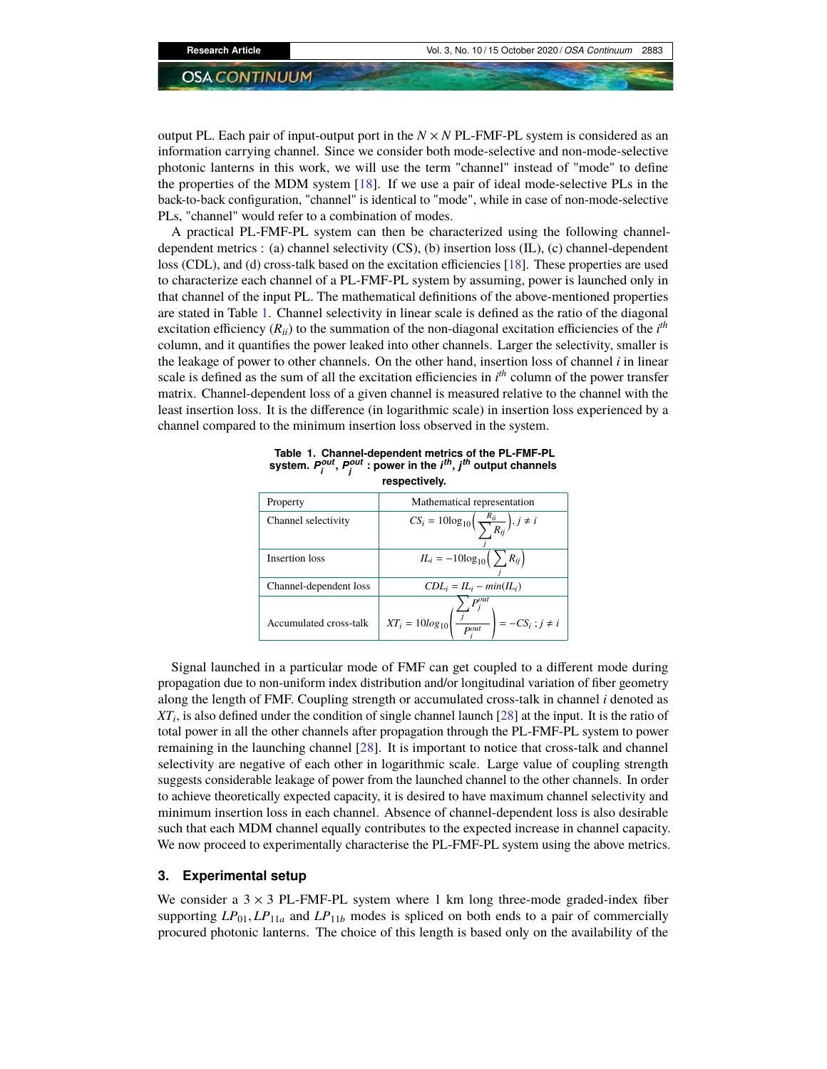output PL. Each pair of input-output port in the $N \times N$ PL-FMF-PL system is considered as an information carrying channel. Since we consider both mode-selective and non-mode-selective photonic lanterns in this work, we will use the term "channel" instead of "mode" to define the properties of the MDM system [18]. If we use a pair of ideal mode-selective PLs in the back-to-back configuration, "channel" is identical to "mode", while in case of non-mode-selective PLs, "channel" would refer to a combination of modes.

A practical PL-FMF-PL system can then be characterized using the following channel-dependent metrics : (a) channel selectivity (CS), (b) insertion loss (IL), (c) channel-dependent loss (CDL), and (d) cross-talk based on the excitation efficiencies [18]. These properties are used to characterize each channel of a PL-FMF-PL system by assuming, power is launched only in that channel of the input PL. The mathematical definitions of the above-mentioned properties are stated in Table 1. Channel selectivity in linear scale is defined as the ratio of the diagonal excitation efficiency ($R_{ii}$) to the summation of the non-diagonal excitation efficiencies of the $i^{th}$ column, and it quantifies the power leaked into other channels. Larger the selectivity, smaller is the leakage of power to other channels. On the other hand, insertion loss of channel $i$ in linear scale is defined as the sum of all the excitation efficiencies in $i^{th}$ column of the power transfer matrix. Channel-dependent loss of a given channel is measured relative to the channel with the least insertion loss. It is the difference (in logarithmic scale) in insertion loss experienced by a channel compared to the minimum insertion loss observed in the system.

**Table 1. Channel-dependent metrics of the PL-FMF-PL system. $P_i^{out}$, $P_j^{out}$ : power in the $i^{th}$, $j^{th}$ output channels respectively.**

| Property | Mathematical representation |
| --- | --- |
| Channel selectivity | $CS_i = 10\log_{10}\left(\frac{R_{ii}}{\sum_j R_{ij}}\right), j \neq i$ |
| Insertion loss | $IL_i = -10\log_{10}\left(\sum_j R_{ij}\right)$ |
| Channel-dependent loss | $CDL_i = IL_i - min(IL_i)$ |
| Accumulated cross-talk | $XT_i = 10log_{10}\left(\frac{\sum_j P_j^{out}}{P_i^{out}}\right) = -CS_i \; ; j \neq i$ |

Signal launched in a particular mode of FMF can get coupled to a different mode during propagation due to non-uniform index distribution and/or longitudinal variation of fiber geometry along the length of FMF. Coupling strength or accumulated cross-talk in channel $i$ denoted as $XT_i$, is also defined under the condition of single channel launch [28] at the input. It is the ratio of total power in all the other channels after propagation through the PL-FMF-PL system to power remaining in the launching channel [28]. It is important to notice that cross-talk and channel selectivity are negative of each other in logarithmic scale. Large value of coupling strength suggests considerable leakage of power from the launched channel to the other channels. In order to achieve theoretically expected capacity, it is desired to have maximum channel selectivity and minimum insertion loss in each channel. Absence of channel-dependent loss is also desirable such that each MDM channel equally contributes to the expected increase in channel capacity. We now proceed to experimentally characterise the PL-FMF-PL system using the above metrics.

## 3. Experimental setup

We consider a $3 \times 3$ PL-FMF-PL system where 1 km long three-mode graded-index fiber supporting $LP_{01}, LP_{11a}$ and $LP_{11b}$ modes is spliced on both ends to a pair of commercially procured photonic lanterns. The choice of this length is based only on the availability of the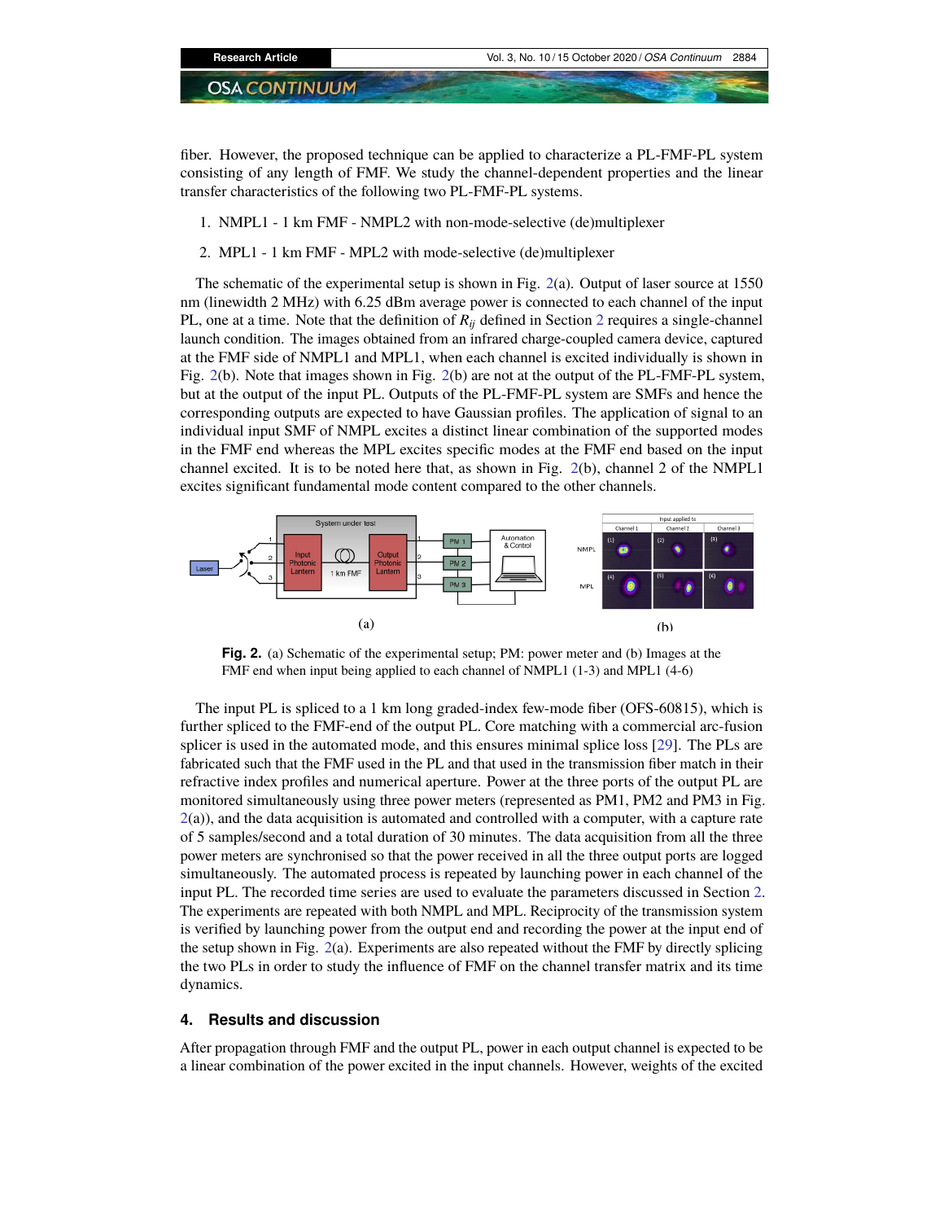fiber. However, the proposed technique can be applied to characterize a PL-FMF-PL system consisting of any length of FMF. We study the channel-dependent properties and the linear transfer characteristics of the following two PL-FMF-PL systems.

1. NMPL1 - 1 km FMF - NMPL2 with non-mode-selective (de)multiplexer
2. MPL1 - 1 km FMF - MPL2 with mode-selective (de)multiplexer

The schematic of the experimental setup is shown in Fig. 2(a). Output of laser source at 1550 nm (linewidth 2 MHz) with 6.25 dBm average power is connected to each channel of the input PL, one at a time. Note that the definition of $R_{ij}$ defined in Section 2 requires a single-channel launch condition. The images obtained from an infrared charge-coupled camera device, captured at the FMF side of NMPL1 and MPL1, when each channel is excited individually is shown in Fig. 2(b). Note that images shown in Fig. 2(b) are not at the output of the PL-FMF-PL system, but at the output of the input PL. Outputs of the PL-FMF-PL system are SMFs and hence the corresponding outputs are expected to have Gaussian profiles. The application of signal to an individual input SMF of NMPL excites a distinct linear combination of the supported modes in the FMF end whereas the MPL excites specific modes at the FMF end based on the input channel excited. It is to be noted here that, as shown in Fig. 2(b), channel 2 of the NMPL1 excites significant fundamental mode content compared to the other channels.

**Fig. 2.** (a) Schematic of the experimental setup; PM: power meter and (b) Images at the FMF end when input being applied to each channel of NMPL1 (1-3) and MPL1 (4-6)

The input PL is spliced to a 1 km long graded-index few-mode fiber (OFS-60815), which is further spliced to the FMF-end of the output PL. Core matching with a commercial arc-fusion splicer is used in the automated mode, and this ensures minimal splice loss [29]. The PLs are fabricated such that the FMF used in the PL and that used in the transmission fiber match in their refractive index profiles and numerical aperture. Power at the three ports of the output PL are monitored simultaneously using three power meters (represented as PM1, PM2 and PM3 in Fig. 2(a)), and the data acquisition is automated and controlled with a computer, with a capture rate of 5 samples/second and a total duration of 30 minutes. The data acquisition from all the three power meters are synchronised so that the power received in all the three output ports are logged simultaneously. The automated process is repeated by launching power in each channel of the input PL. The recorded time series are used to evaluate the parameters discussed in Section 2. The experiments are repeated with both NMPL and MPL. Reciprocity of the transmission system is verified by launching power from the output end and recording the power at the input end of the setup shown in Fig. 2(a). Experiments are also repeated without the FMF by directly splicing the two PLs in order to study the influence of FMF on the channel transfer matrix and its time dynamics.

## 4. Results and discussion

After propagation through FMF and the output PL, power in each output channel is expected to be a linear combination of the power excited in the input channels. However, weights of the excited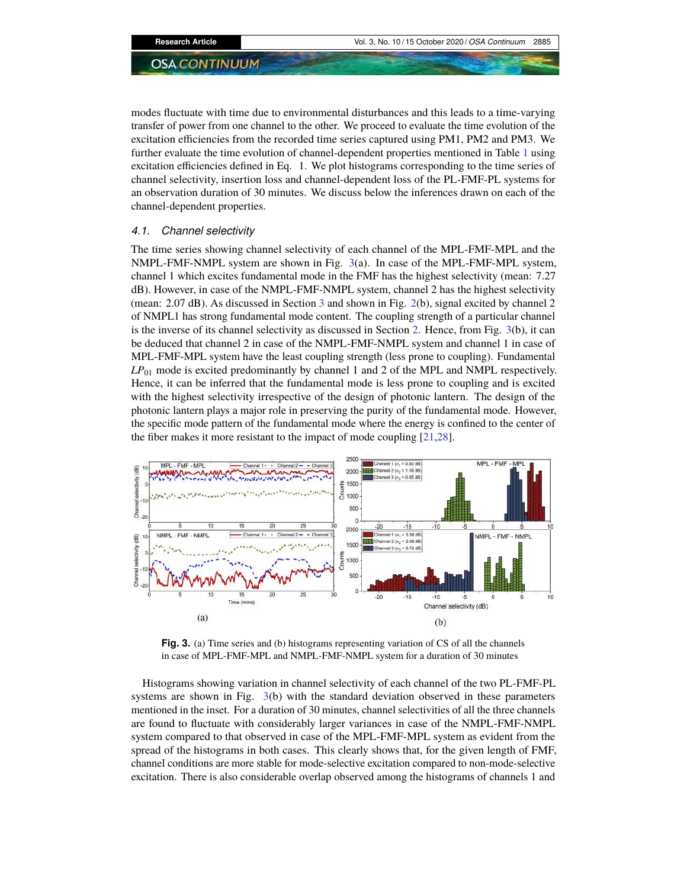modes fluctuate with time due to environmental disturbances and this leads to a time-varying transfer of power from one channel to the other. We proceed to evaluate the time evolution of the excitation efficiencies from the recorded time series captured using PM1, PM2 and PM3. We further evaluate the time evolution of channel-dependent properties mentioned in Table 1 using excitation efficiencies defined in Eq. 1. We plot histograms corresponding to the time series of channel selectivity, insertion loss and channel-dependent loss of the PL-FMF-PL systems for an observation duration of 30 minutes. We discuss below the inferences drawn on each of the channel-dependent properties.

### 4.1. Channel selectivity

The time series showing channel selectivity of each channel of the MPL-FMF-MPL and the NMPL-FMF-NMPL system are shown in Fig. 3(a). In case of the MPL-FMF-MPL system, channel 1 which excites fundamental mode in the FMF has the highest selectivity (mean: 7.27 dB). However, in case of the NMPL-FMF-NMPL system, channel 2 has the highest selectivity (mean: 2.07 dB). As discussed in Section 3 and shown in Fig. 2(b), signal excited by channel 2 of NMPL1 has strong fundamental mode content. The coupling strength of a particular channel is the inverse of its channel selectivity as discussed in Section 2. Hence, from Fig. 3(b), it can be deduced that channel 2 in case of the NMPL-FMF-NMPL system and channel 1 in case of MPL-FMF-MPL system have the least coupling strength (less prone to coupling). Fundamental $LP_{01}$ mode is excited predominantly by channel 1 and 2 of the MPL and NMPL respectively. Hence, it can be inferred that the fundamental mode is less prone to coupling and is excited with the highest selectivity irrespective of the design of photonic lantern. The design of the photonic lantern plays a major role in preserving the purity of the fundamental mode. However, the specific mode pattern of the fundamental mode where the energy is confined to the center of the fiber makes it more resistant to the impact of mode coupling [21,28].

**Fig. 3.** (a) Time series and (b) histograms representing variation of CS of all the channels in case of MPL-FMF-MPL and NMPL-FMF-NMPL system for a duration of 30 minutes

Histograms showing variation in channel selectivity of each channel of the two PL-FMF-PL systems are shown in Fig. 3(b) with the standard deviation observed in these parameters mentioned in the inset. For a duration of 30 minutes, channel selectivities of all the three channels are found to fluctuate with considerably larger variances in case of the NMPL-FMF-NMPL system compared to that observed in case of the MPL-FMF-MPL system as evident from the spread of the histograms in both cases. This clearly shows that, for the given length of FMF, channel conditions are more stable for mode-selective excitation compared to non-mode-selective excitation. There is also considerable overlap observed among the histograms of channels 1 and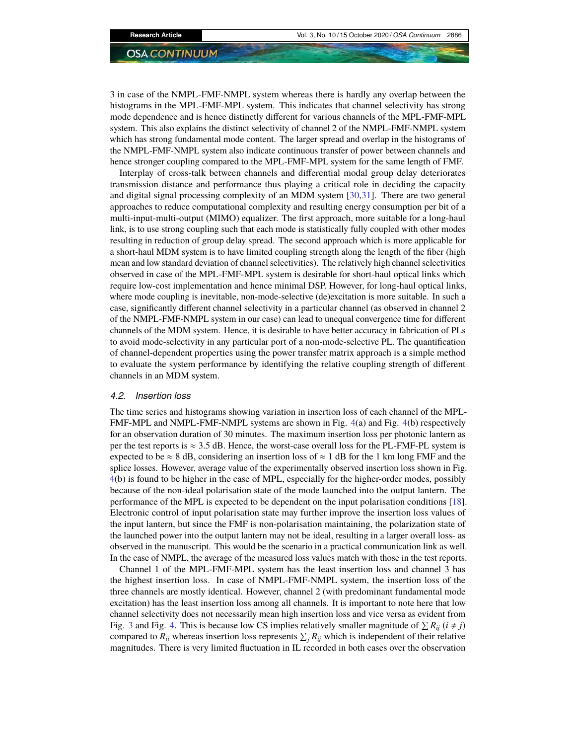3 in case of the NMPL-FMF-NMPL system whereas there is hardly any overlap between the histograms in the MPL-FMF-MPL system. This indicates that channel selectivity has strong mode dependence and is hence distinctly different for various channels of the MPL-FMF-MPL system. This also explains the distinct selectivity of channel 2 of the NMPL-FMF-NMPL system which has strong fundamental mode content. The larger spread and overlap in the histograms of the NMPL-FMF-NMPL system also indicate continuous transfer of power between channels and hence stronger coupling compared to the MPL-FMF-MPL system for the same length of FMF.

Interplay of cross-talk between channels and differential modal group delay deteriorates transmission distance and performance thus playing a critical role in deciding the capacity and digital signal processing complexity of an MDM system [30,31]. There are two general approaches to reduce computational complexity and resulting energy consumption per bit of a multi-input-multi-output (MIMO) equalizer. The first approach, more suitable for a long-haul link, is to use strong coupling such that each mode is statistically fully coupled with other modes resulting in reduction of group delay spread. The second approach which is more applicable for a short-haul MDM system is to have limited coupling strength along the length of the fiber (high mean and low standard deviation of channel selectivities). The relatively high channel selectivities observed in case of the MPL-FMF-MPL system is desirable for short-haul optical links which require low-cost implementation and hence minimal DSP. However, for long-haul optical links, where mode coupling is inevitable, non-mode-selective (de)excitation is more suitable. In such a case, significantly different channel selectivity in a particular channel (as observed in channel 2 of the NMPL-FMF-NMPL system in our case) can lead to unequal convergence time for different channels of the MDM system. Hence, it is desirable to have better accuracy in fabrication of PLs to avoid mode-selectivity in any particular port of a non-mode-selective PL. The quantification of channel-dependent properties using the power transfer matrix approach is a simple method to evaluate the system performance by identifying the relative coupling strength of different channels in an MDM system.

### 4.2. Insertion loss

The time series and histograms showing variation in insertion loss of each channel of the MPL-FMF-MPL and NMPL-FMF-NMPL systems are shown in Fig. 4(a) and Fig. 4(b) respectively for an observation duration of 30 minutes. The maximum insertion loss per photonic lantern as per the test reports is $\approx$ 3.5 dB. Hence, the worst-case overall loss for the PL-FMF-PL system is expected to be $\approx$ 8 dB, considering an insertion loss of $\approx$ 1 dB for the 1 km long FMF and the splice losses. However, average value of the experimentally observed insertion loss shown in Fig. 4(b) is found to be higher in the case of MPL, especially for the higher-order modes, possibly because of the non-ideal polarisation state of the mode launched into the output lantern. The performance of the MPL is expected to be dependent on the input polarisation conditions [18]. Electronic control of input polarisation state may further improve the insertion loss values of the input lantern, but since the FMF is non-polarisation maintaining, the polarization state of the launched power into the output lantern may not be ideal, resulting in a larger overall loss- as observed in the manuscript. This would be the scenario in a practical communication link as well. In the case of NMPL, the average of the measured loss values match with those in the test reports.

Channel 1 of the MPL-FMF-MPL system has the least insertion loss and channel 3 has the highest insertion loss. In case of NMPL-FMF-NMPL system, the insertion loss of the three channels are mostly identical. However, channel 2 (with predominant fundamental mode excitation) has the least insertion loss among all channels. It is important to note here that low channel selectivity does not necessarily mean high insertion loss and vice versa as evident from Fig. 3 and Fig. 4. This is because low CS implies relatively smaller magnitude of $\sum R_{ij}$ $(i \neq j)$ compared to $R_{ii}$ whereas insertion loss represents $\sum_j R_{ij}$ which is independent of their relative magnitudes. There is very limited fluctuation in IL recorded in both cases over the observation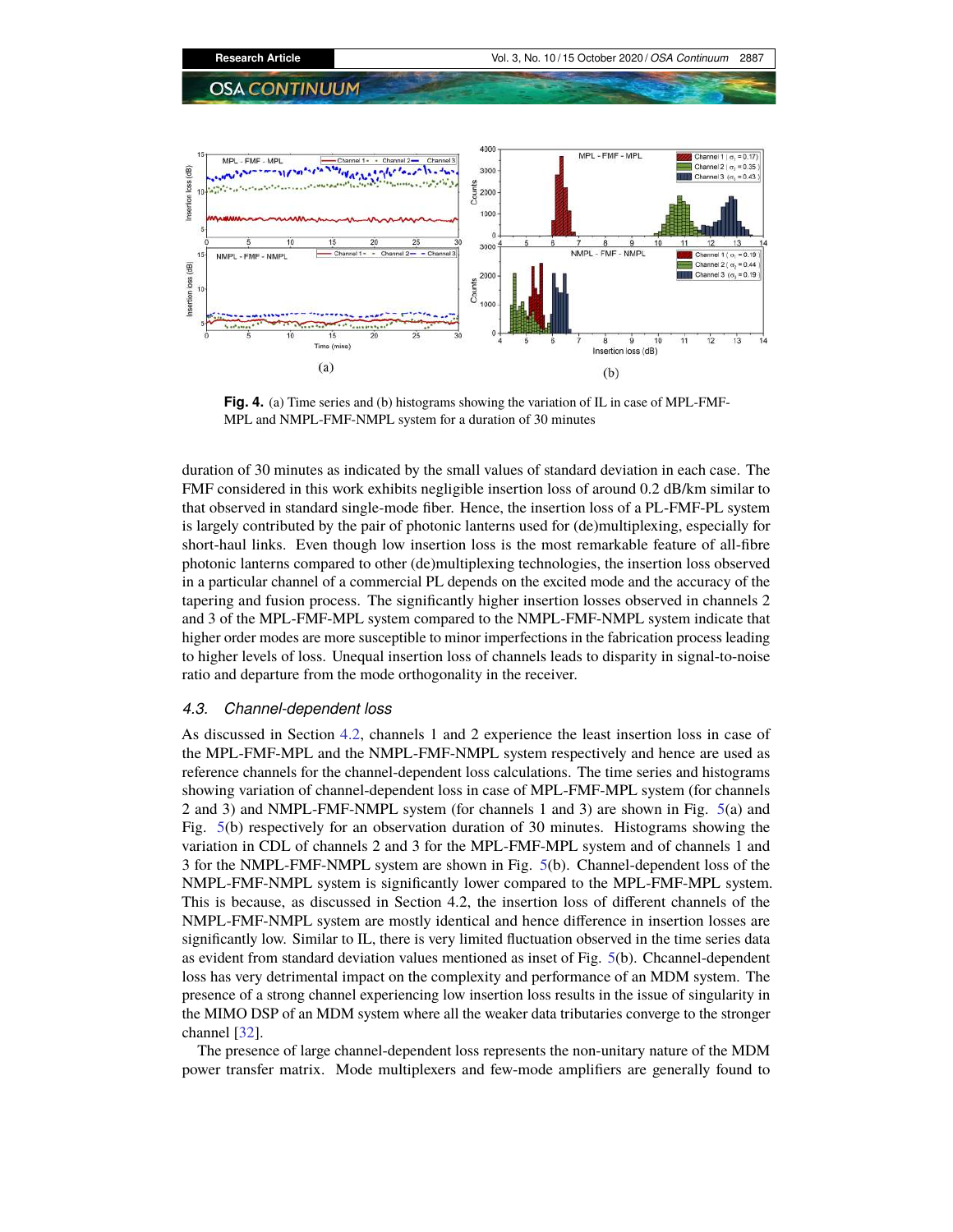**Fig. 4.** (a) Time series and (b) histograms showing the variation of IL in case of MPL-FMF-MPL and NMPL-FMF-NMPL system for a duration of 30 minutes

duration of 30 minutes as indicated by the small values of standard deviation in each case. The FMF considered in this work exhibits negligible insertion loss of around 0.2 dB/km similar to that observed in standard single-mode fiber. Hence, the insertion loss of a PL-FMF-PL system is largely contributed by the pair of photonic lanterns used for (de)multiplexing, especially for short-haul links. Even though low insertion loss is the most remarkable feature of all-fibre photonic lanterns compared to other (de)multiplexing technologies, the insertion loss observed in a particular channel of a commercial PL depends on the excited mode and the accuracy of the tapering and fusion process. The significantly higher insertion losses observed in channels 2 and 3 of the MPL-FMF-MPL system compared to the NMPL-FMF-NMPL system indicate that higher order modes are more susceptible to minor imperfections in the fabrication process leading to higher levels of loss. Unequal insertion loss of channels leads to disparity in signal-to-noise ratio and departure from the mode orthogonality in the receiver.

### 4.3. Channel-dependent loss

As discussed in Section 4.2, channels 1 and 2 experience the least insertion loss in case of the MPL-FMF-MPL and the NMPL-FMF-NMPL system respectively and hence are used as reference channels for the channel-dependent loss calculations. The time series and histograms showing variation of channel-dependent loss in case of MPL-FMF-MPL system (for channels 2 and 3) and NMPL-FMF-NMPL system (for channels 1 and 3) are shown in Fig. 5(a) and Fig. 5(b) respectively for an observation duration of 30 minutes. Histograms showing the variation in CDL of channels 2 and 3 for the MPL-FMF-MPL system and of channels 1 and 3 for the NMPL-FMF-NMPL system are shown in Fig. 5(b). Channel-dependent loss of the NMPL-FMF-NMPL system is significantly lower compared to the MPL-FMF-MPL system. This is because, as discussed in Section 4.2, the insertion loss of different channels of the NMPL-FMF-NMPL system are mostly identical and hence difference in insertion losses are significantly low. Similar to IL, there is very limited fluctuation observed in the time series data as evident from standard deviation values mentioned as inset of Fig. 5(b). Chcannel-dependent loss has very detrimental impact on the complexity and performance of an MDM system. The presence of a strong channel experiencing low insertion loss results in the issue of singularity in the MIMO DSP of an MDM system where all the weaker data tributaries converge to the stronger channel [32].

The presence of large channel-dependent loss represents the non-unitary nature of the MDM power transfer matrix. Mode multiplexers and few-mode amplifiers are generally found to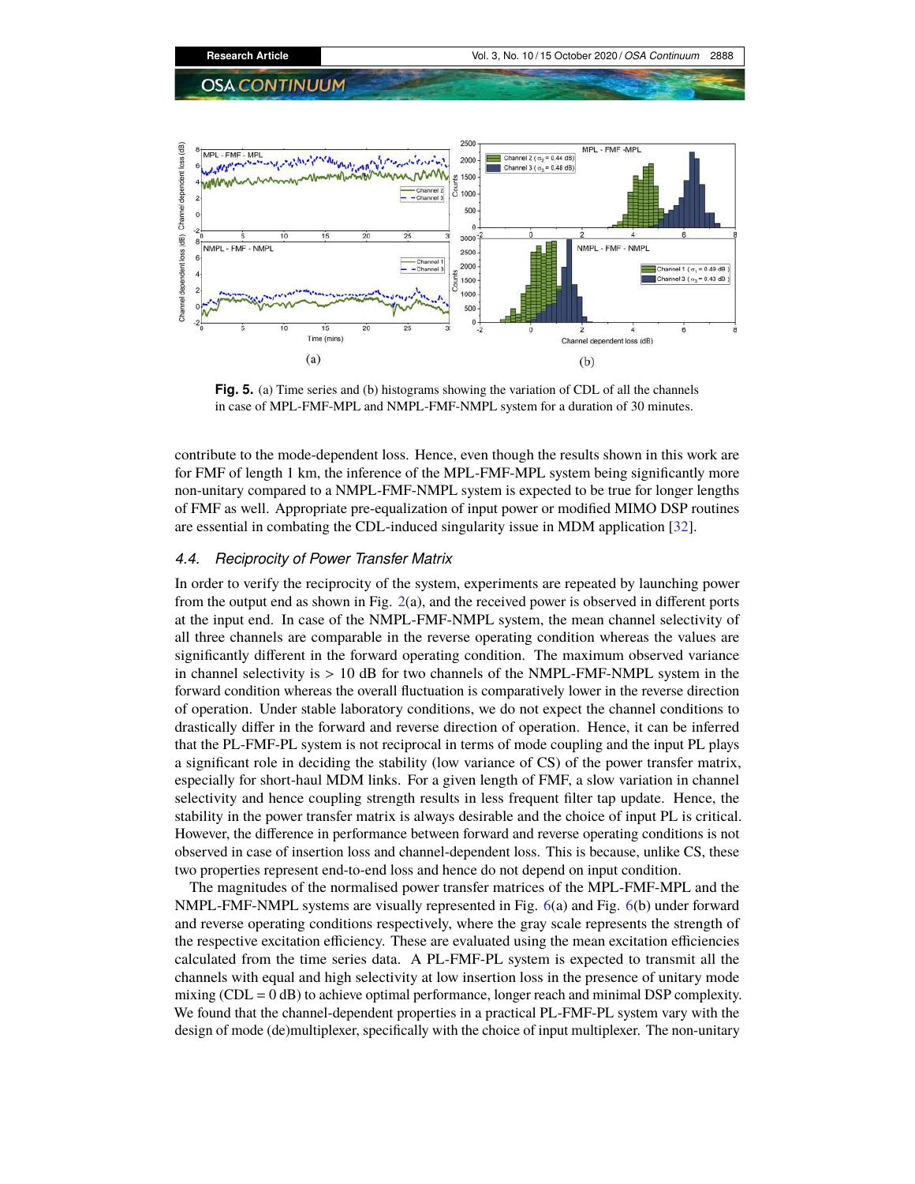**Fig. 5.** (a) Time series and (b) histograms showing the variation of CDL of all the channels in case of MPL-FMF-MPL and NMPL-FMF-NMPL system for a duration of 30 minutes.

contribute to the mode-dependent loss. Hence, even though the results shown in this work are for FMF of length 1 km, the inference of the MPL-FMF-MPL system being significantly more non-unitary compared to a NMPL-FMF-NMPL system is expected to be true for longer lengths of FMF as well. Appropriate pre-equalization of input power or modified MIMO DSP routines are essential in combating the CDL-induced singularity issue in MDM application [32].

### 4.4. Reciprocity of Power Transfer Matrix

In order to verify the reciprocity of the system, experiments are repeated by launching power from the output end as shown in Fig. 2(a), and the received power is observed in different ports at the input end. In case of the NMPL-FMF-NMPL system, the mean channel selectivity of all three channels are comparable in the reverse operating condition whereas the values are significantly different in the forward operating condition. The maximum observed variance in channel selectivity is > 10 dB for two channels of the NMPL-FMF-NMPL system in the forward condition whereas the overall fluctuation is comparatively lower in the reverse direction of operation. Under stable laboratory conditions, we do not expect the channel conditions to drastically differ in the forward and reverse direction of operation. Hence, it can be inferred that the PL-FMF-PL system is not reciprocal in terms of mode coupling and the input PL plays a significant role in deciding the stability (low variance of CS) of the power transfer matrix, especially for short-haul MDM links. For a given length of FMF, a slow variation in channel selectivity and hence coupling strength results in less frequent filter tap update. Hence, the stability in the power transfer matrix is always desirable and the choice of input PL is critical. However, the difference in performance between forward and reverse operating conditions is not observed in case of insertion loss and channel-dependent loss. This is because, unlike CS, these two properties represent end-to-end loss and hence do not depend on input condition.

The magnitudes of the normalised power transfer matrices of the MPL-FMF-MPL and the NMPL-FMF-NMPL systems are visually represented in Fig. 6(a) and Fig. 6(b) under forward and reverse operating conditions respectively, where the gray scale represents the strength of the respective excitation efficiency. These are evaluated using the mean excitation efficiencies calculated from the time series data. A PL-FMF-PL system is expected to transmit all the channels with equal and high selectivity at low insertion loss in the presence of unitary mode mixing (CDL = 0 dB) to achieve optimal performance, longer reach and minimal DSP complexity. We found that the channel-dependent properties in a practical PL-FMF-PL system vary with the design of mode (de)multiplexer, specifically with the choice of input multiplexer. The non-unitary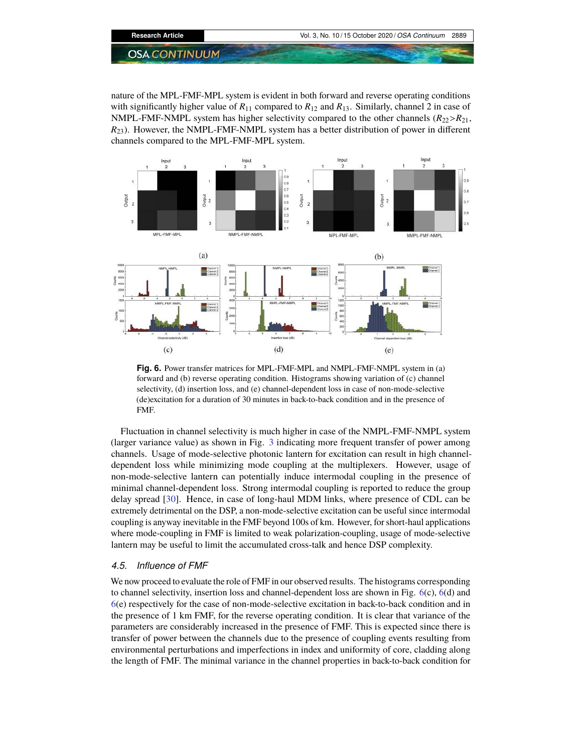nature of the MPL-FMF-MPL system is evident in both forward and reverse operating conditions with significantly higher value of $R_{11}$ compared to $R_{12}$ and $R_{13}$. Similarly, channel 2 in case of NMPL-FMF-NMPL system has higher selectivity compared to the other channels ($R_{22}$>$R_{21}$, $R_{23}$). However, the NMPL-FMF-NMPL system has a better distribution of power in different channels compared to the MPL-FMF-MPL system.

**Fig. 6.** Power transfer matrices for MPL-FMF-MPL and NMPL-FMF-NMPL system in (a) forward and (b) reverse operating condition. Histograms showing variation of (c) channel selectivity, (d) insertion loss, and (e) channel-dependent loss in case of non-mode-selective (de)excitation for a duration of 30 minutes in back-to-back condition and in the presence of FMF.

Fluctuation in channel selectivity is much higher in case of the NMPL-FMF-NMPL system (larger variance value) as shown in Fig. 3 indicating more frequent transfer of power among channels. Usage of mode-selective photonic lantern for excitation can result in high channel-dependent loss while minimizing mode coupling at the multiplexers. However, usage of non-mode-selective lantern can potentially induce intermodal coupling in the presence of minimal channel-dependent loss. Strong intermodal coupling is reported to reduce the group delay spread [30]. Hence, in case of long-haul MDM links, where presence of CDL can be extremely detrimental on the DSP, a non-mode-selective excitation can be useful since intermodal coupling is anyway inevitable in the FMF beyond 100s of km. However, for short-haul applications where mode-coupling in FMF is limited to weak polarization-coupling, usage of mode-selective lantern may be useful to limit the accumulated cross-talk and hence DSP complexity.

### 4.5. Influence of FMF

We now proceed to evaluate the role of FMF in our observed results. The histograms corresponding to channel selectivity, insertion loss and channel-dependent loss are shown in Fig. 6(c), 6(d) and 6(e) respectively for the case of non-mode-selective excitation in back-to-back condition and in the presence of 1 km FMF, for the reverse operating condition. It is clear that variance of the parameters are considerably increased in the presence of FMF. This is expected since there is transfer of power between the channels due to the presence of coupling events resulting from environmental perturbations and imperfections in index and uniformity of core, cladding along the length of FMF. The minimal variance in the channel properties in back-to-back condition for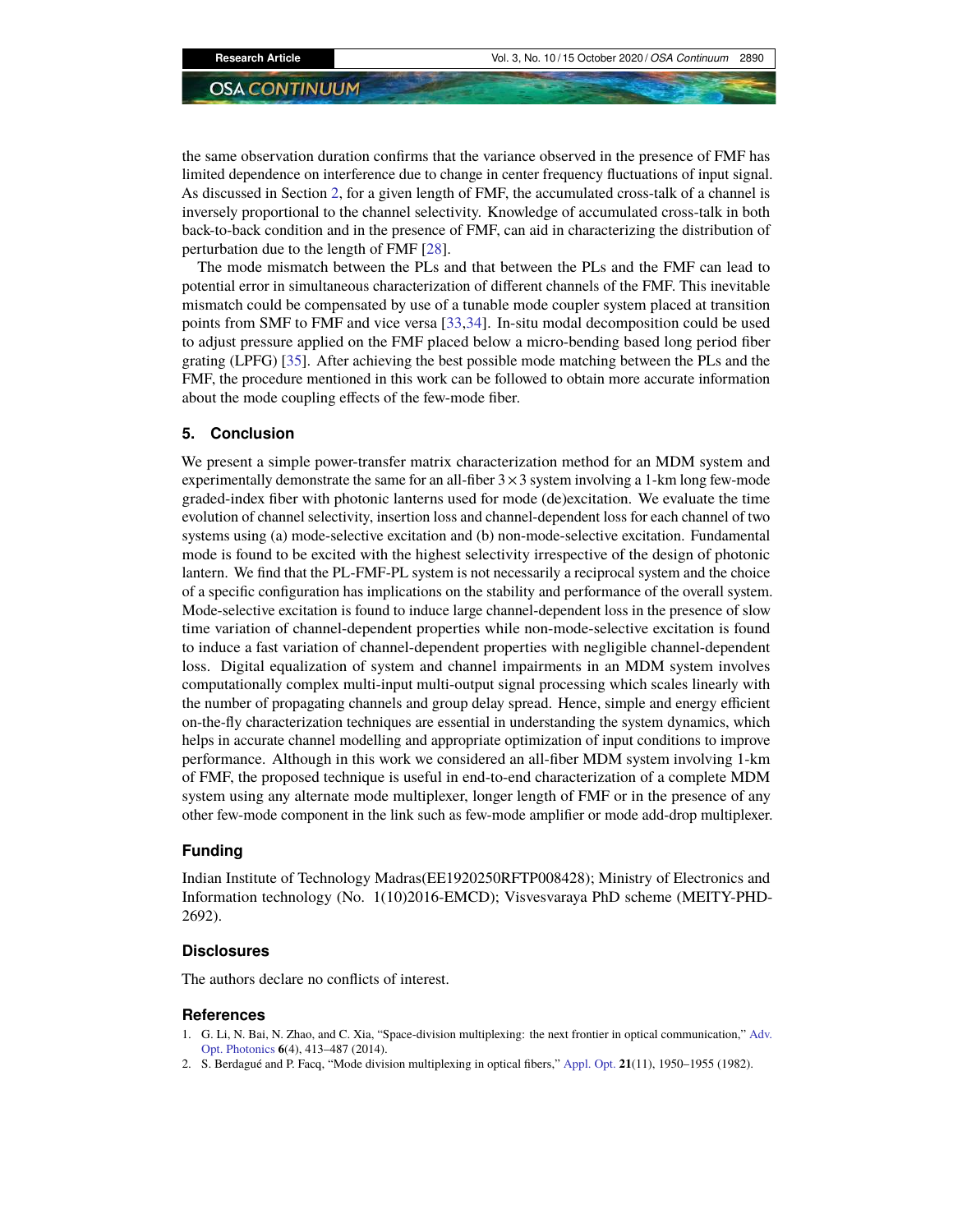the same observation duration confirms that the variance observed in the presence of FMF has limited dependence on interference due to change in center frequency fluctuations of input signal. As discussed in Section 2, for a given length of FMF, the accumulated cross-talk of a channel is inversely proportional to the channel selectivity. Knowledge of accumulated cross-talk in both back-to-back condition and in the presence of FMF, can aid in characterizing the distribution of perturbation due to the length of FMF [28].

The mode mismatch between the PLs and that between the PLs and the FMF can lead to potential error in simultaneous characterization of different channels of the FMF. This inevitable mismatch could be compensated by use of a tunable mode coupler system placed at transition points from SMF to FMF and vice versa [33,34]. In-situ modal decomposition could be used to adjust pressure applied on the FMF placed below a micro-bending based long period fiber grating (LPFG) [35]. After achieving the best possible mode matching between the PLs and the FMF, the procedure mentioned in this work can be followed to obtain more accurate information about the mode coupling effects of the few-mode fiber.

## 5. Conclusion

We present a simple power-transfer matrix characterization method for an MDM system and experimentally demonstrate the same for an all-fiber $3 \times 3$ system involving a 1-km long few-mode graded-index fiber with photonic lanterns used for mode (de)excitation. We evaluate the time evolution of channel selectivity, insertion loss and channel-dependent loss for each channel of two systems using (a) mode-selective excitation and (b) non-mode-selective excitation. Fundamental mode is found to be excited with the highest selectivity irrespective of the design of photonic lantern. We find that the PL-FMF-PL system is not necessarily a reciprocal system and the choice of a specific configuration has implications on the stability and performance of the overall system. Mode-selective excitation is found to induce large channel-dependent loss in the presence of slow time variation of channel-dependent properties while non-mode-selective excitation is found to induce a fast variation of channel-dependent properties with negligible channel-dependent loss. Digital equalization of system and channel impairments in an MDM system involves computationally complex multi-input multi-output signal processing which scales linearly with the number of propagating channels and group delay spread. Hence, simple and energy efficient on-the-fly characterization techniques are essential in understanding the system dynamics, which helps in accurate channel modelling and appropriate optimization of input conditions to improve performance. Although in this work we considered an all-fiber MDM system involving 1-km of FMF, the proposed technique is useful in end-to-end characterization of a complete MDM system using any alternate mode multiplexer, longer length of FMF or in the presence of any other few-mode component in the link such as few-mode amplifier or mode add-drop multiplexer.

### Funding

Indian Institute of Technology Madras(EE1920250RFTP008428); Ministry of Electronics and Information technology (No. 1(10)2016-EMCD); Visvesvaraya PhD scheme (MEITY-PHD-2692).

### Disclosures

The authors declare no conflicts of interest.

### References

1. G. Li, N. Bai, N. Zhao, and C. Xia, "Space-division multiplexing: the next frontier in optical communication," Adv. Opt. Photonics **6**(4), 413–487 (2014).
2. S. Berdagué and P. Facq, "Mode division multiplexing in optical fibers," Appl. Opt. **21**(11), 1950–1955 (1982).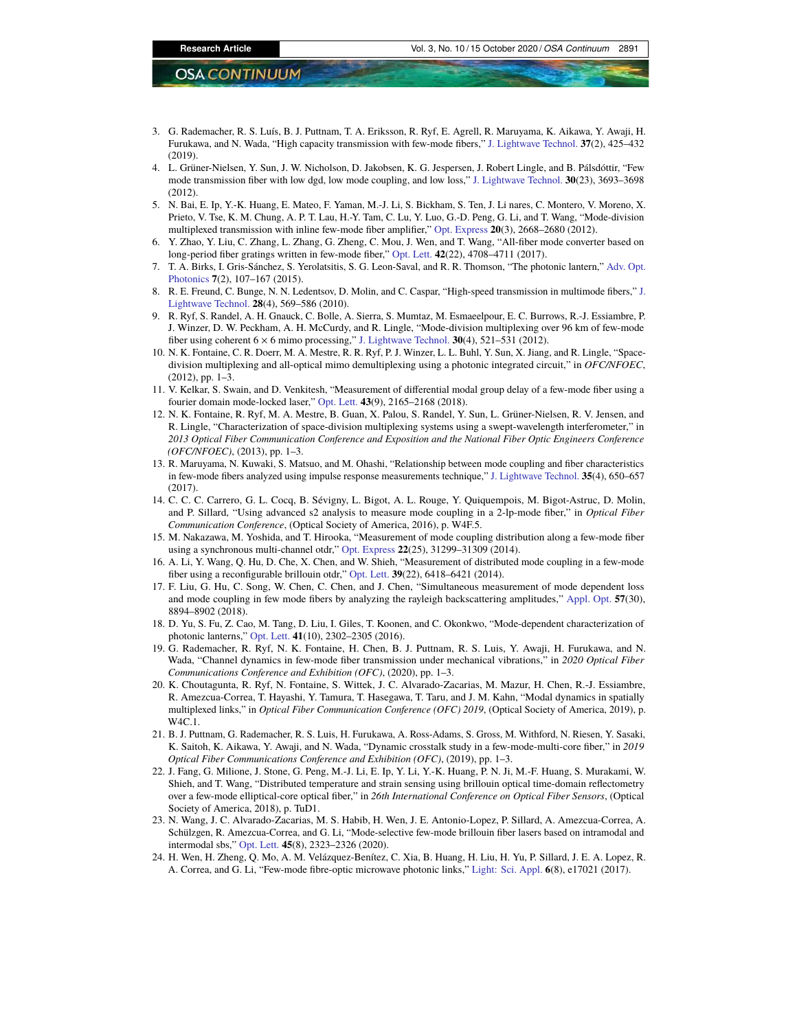3. G. Rademacher, R. S. Luís, B. J. Puttnam, T. A. Eriksson, R. Ryf, E. Agrell, R. Maruyama, K. Aikawa, Y. Awaji, H. Furukawa, and N. Wada, "High capacity transmission with few-mode fibers," J. Lightwave Technol. **37**(2), 425–432 (2019).
4. L. Grüner-Nielsen, Y. Sun, J. W. Nicholson, D. Jakobsen, K. G. Jespersen, J. Robert Lingle, and B. Pálsdóttir, "Few mode transmission fiber with low dgd, low mode coupling, and low loss," J. Lightwave Technol. **30**(23), 3693–3698 (2012).
5. N. Bai, E. Ip, Y.-K. Huang, E. Mateo, F. Yaman, M.-J. Li, S. Bickham, S. Ten, J. Li nares, C. Montero, V. Moreno, X. Prieto, V. Tse, K. M. Chung, A. P. T. Lau, H.-Y. Tam, C. Lu, Y. Luo, G.-D. Peng, G. Li, and T. Wang, "Mode-division multiplexed transmission with inline few-mode fiber amplifier," Opt. Express **20**(3), 2668–2680 (2012).
6. Y. Zhao, Y. Liu, C. Zhang, L. Zhang, G. Zheng, C. Mou, J. Wen, and T. Wang, "All-fiber mode converter based on long-period fiber gratings written in few-mode fiber," Opt. Lett. **42**(22), 4708–4711 (2017).
7. T. A. Birks, I. Gris-Sánchez, S. Yerolatsitis, S. G. Leon-Saval, and R. R. Thomson, "The photonic lantern," Adv. Opt. Photonics **7**(2), 107–167 (2015).
8. R. E. Freund, C. Bunge, N. N. Ledentsov, D. Molin, and C. Caspar, "High-speed transmission in multimode fibers," J. Lightwave Technol. **28**(4), 569–586 (2010).
9. R. Ryf, S. Randel, A. H. Gnauck, C. Bolle, A. Sierra, S. Mumtaz, M. Esmaeelpour, E. C. Burrows, R.-J. Essiambre, P. J. Winzer, D. W. Peckham, A. H. McCurdy, and R. Lingle, "Mode-division multiplexing over 96 km of few-mode fiber using coherent $6 \times 6$ mimo processing," J. Lightwave Technol. **30**(4), 521–531 (2012).
10. N. K. Fontaine, C. R. Doerr, M. A. Mestre, R. R. Ryf, P. J. Winzer, L. L. Buhl, Y. Sun, X. Jiang, and R. Lingle, "Space-division multiplexing and all-optical mimo demultiplexing using a photonic integrated circuit," in *OFC/NFOEC*, (2012), pp. 1–3.
11. V. Kelkar, S. Swain, and D. Venkitesh, "Measurement of differential modal group delay of a few-mode fiber using a fourier domain mode-locked laser," Opt. Lett. **43**(9), 2165–2168 (2018).
12. N. K. Fontaine, R. Ryf, M. A. Mestre, B. Guan, X. Palou, S. Randel, Y. Sun, L. Grüner-Nielsen, R. V. Jensen, and R. Lingle, "Characterization of space-division multiplexing systems using a swept-wavelength interferometer," in *2013 Optical Fiber Communication Conference and Exposition and the National Fiber Optic Engineers Conference (OFC/NFOEC)*, (2013), pp. 1–3.
13. R. Maruyama, N. Kuwaki, S. Matsuo, and M. Ohashi, "Relationship between mode coupling and fiber characteristics in few-mode fibers analyzed using impulse response measurements technique," J. Lightwave Technol. **35**(4), 650–657 (2017).
14. C. C. C. Carrero, G. L. Cocq, B. Sévigny, L. Bigot, A. L. Rouge, Y. Quiquempois, M. Bigot-Astruc, D. Molin, and P. Sillard, "Using advanced s2 analysis to measure mode coupling in a 2-lp-mode fiber," in *Optical Fiber Communication Conference*, (Optical Society of America, 2016), p. W4F.5.
15. M. Nakazawa, M. Yoshida, and T. Hirooka, "Measurement of mode coupling distribution along a few-mode fiber using a synchronous multi-channel otdr," Opt. Express **22**(25), 31299–31309 (2014).
16. A. Li, Y. Wang, Q. Hu, D. Che, X. Chen, and W. Shieh, "Measurement of distributed mode coupling in a few-mode fiber using a reconfigurable brillouin otdr," Opt. Lett. **39**(22), 6418–6421 (2014).
17. F. Liu, G. Hu, C. Song, W. Chen, C. Chen, and J. Chen, "Simultaneous measurement of mode dependent loss and mode coupling in few mode fibers by analyzing the rayleigh backscattering amplitudes," Appl. Opt. **57**(30), 8894–8902 (2018).
18. D. Yu, S. Fu, Z. Cao, M. Tang, D. Liu, I. Giles, T. Koonen, and C. Okonkwo, "Mode-dependent characterization of photonic lanterns," Opt. Lett. **41**(10), 2302–2305 (2016).
19. G. Rademacher, R. Ryf, N. K. Fontaine, H. Chen, B. J. Puttnam, R. S. Luis, Y. Awaji, H. Furukawa, and N. Wada, "Channel dynamics in few-mode fiber transmission under mechanical vibrations," in *2020 Optical Fiber Communications Conference and Exhibition (OFC)*, (2020), pp. 1–3.
20. K. Choutagunta, R. Ryf, N. Fontaine, S. Wittek, J. C. Alvarado-Zacarias, M. Mazur, H. Chen, R.-J. Essiambre, R. Amezcua-Correa, T. Hayashi, Y. Tamura, T. Hasegawa, T. Taru, and J. M. Kahn, "Modal dynamics in spatially multiplexed links," in *Optical Fiber Communication Conference (OFC) 2019*, (Optical Society of America, 2019), p. W4C.1.
21. B. J. Puttnam, G. Rademacher, R. S. Luis, H. Furukawa, A. Ross-Adams, S. Gross, M. Withford, N. Riesen, Y. Sasaki, K. Saitoh, K. Aikawa, Y. Awaji, and N. Wada, "Dynamic crosstalk study in a few-mode-multi-core fiber," in *2019 Optical Fiber Communications Conference and Exhibition (OFC)*, (2019), pp. 1–3.
22. J. Fang, G. Milione, J. Stone, G. Peng, M.-J. Li, E. Ip, Y. Li, Y.-K. Huang, P. N. Ji, M.-F. Huang, S. Murakami, W. Shieh, and T. Wang, "Distributed temperature and strain sensing using brillouin optical time-domain reflectometry over a few-mode elliptical-core optical fiber," in *26th International Conference on Optical Fiber Sensors*, (Optical Society of America, 2018), p. TuD1.
23. N. Wang, J. C. Alvarado-Zacarias, M. S. Habib, H. Wen, J. E. Antonio-Lopez, P. Sillard, A. Amezcua-Correa, A. Schülzgen, R. Amezcua-Correa, and G. Li, "Mode-selective few-mode brillouin fiber lasers based on intramodal and intermodal sbs," Opt. Lett. **45**(8), 2323–2326 (2020).
24. H. Wen, H. Zheng, Q. Mo, A. M. Velázquez-Benítez, C. Xia, B. Huang, H. Liu, H. Yu, P. Sillard, J. E. A. Lopez, R. A. Correa, and G. Li, "Few-mode fibre-optic microwave photonic links," Light: Sci. Appl. **6**(8), e17021 (2017).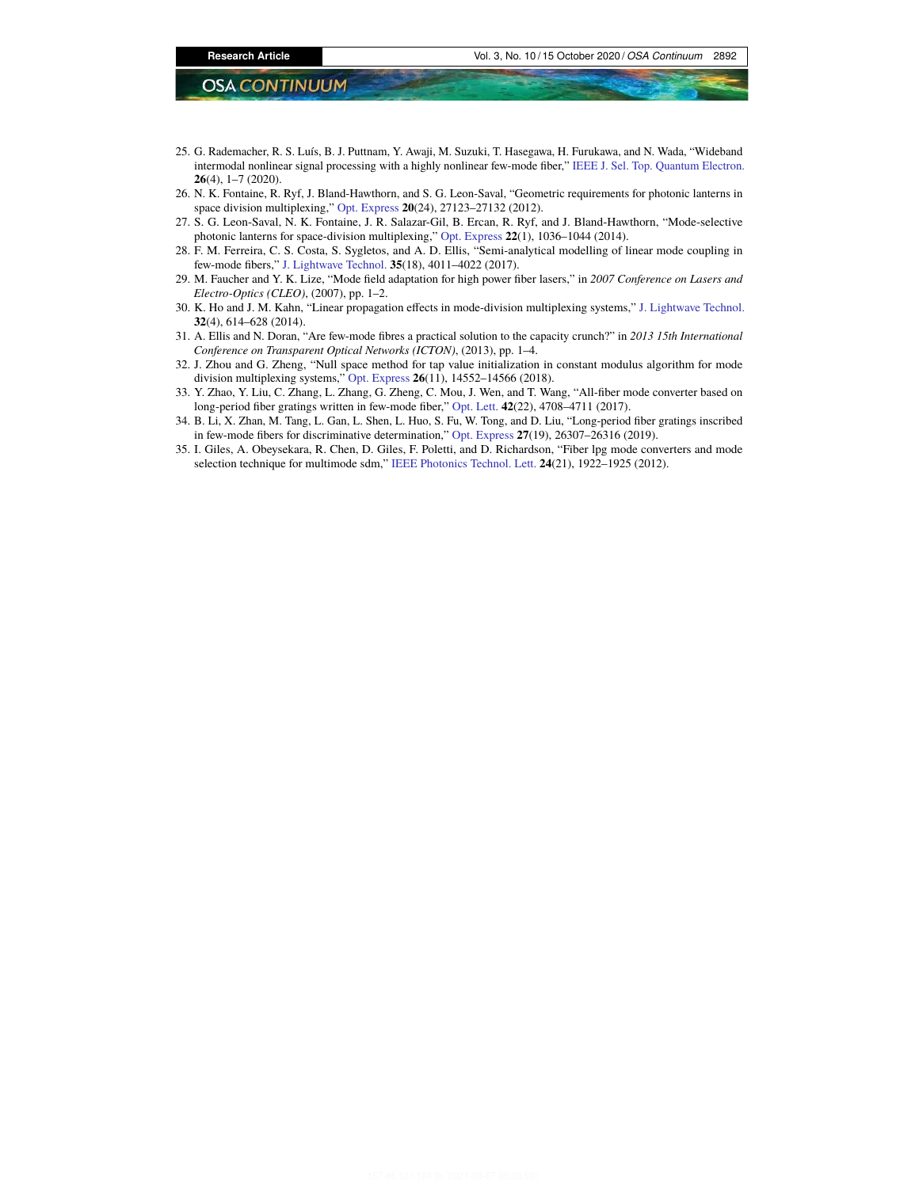25. G. Rademacher, R. S. Luís, B. J. Puttnam, Y. Awaji, M. Suzuki, T. Hasegawa, H. Furukawa, and N. Wada, "Wideband intermodal nonlinear signal processing with a highly nonlinear few-mode fiber," IEEE J. Sel. Top. Quantum Electron. **26**(4), 1–7 (2020).
26. N. K. Fontaine, R. Ryf, J. Bland-Hawthorn, and S. G. Leon-Saval, "Geometric requirements for photonic lanterns in space division multiplexing," Opt. Express **20**(24), 27123–27132 (2012).
27. S. G. Leon-Saval, N. K. Fontaine, J. R. Salazar-Gil, B. Ercan, R. Ryf, and J. Bland-Hawthorn, "Mode-selective photonic lanterns for space-division multiplexing," Opt. Express **22**(1), 1036–1044 (2014).
28. F. M. Ferreira, C. S. Costa, S. Sygletos, and A. D. Ellis, "Semi-analytical modelling of linear mode coupling in few-mode fibers," J. Lightwave Technol. **35**(18), 4011–4022 (2017).
29. M. Faucher and Y. K. Lize, "Mode field adaptation for high power fiber lasers," in *2007 Conference on Lasers and Electro-Optics (CLEO)*, (2007), pp. 1–2.
30. K. Ho and J. M. Kahn, "Linear propagation effects in mode-division multiplexing systems," J. Lightwave Technol. **32**(4), 614–628 (2014).
31. A. Ellis and N. Doran, "Are few-mode fibres a practical solution to the capacity crunch?" in *2013 15th International Conference on Transparent Optical Networks (ICTON)*, (2013), pp. 1–4.
32. J. Zhou and G. Zheng, "Null space method for tap value initialization in constant modulus algorithm for mode division multiplexing systems," Opt. Express **26**(11), 14552–14566 (2018).
33. Y. Zhao, Y. Liu, C. Zhang, L. Zhang, G. Zheng, C. Mou, J. Wen, and T. Wang, "All-fiber mode converter based on long-period fiber gratings written in few-mode fiber," Opt. Lett. **42**(22), 4708–4711 (2017).
34. B. Li, X. Zhan, M. Tang, L. Gan, L. Shen, L. Huo, S. Fu, W. Tong, and D. Liu, "Long-period fiber gratings inscribed in few-mode fibers for discriminative determination," Opt. Express **27**(19), 26307–26316 (2019).
35. I. Giles, A. Obeysekara, R. Chen, D. Giles, F. Poletti, and D. Richardson, "Fiber lpg mode converters and mode selection technique for multimode sdm," IEEE Photonics Technol. Lett. **24**(21), 1922–1925 (2012).